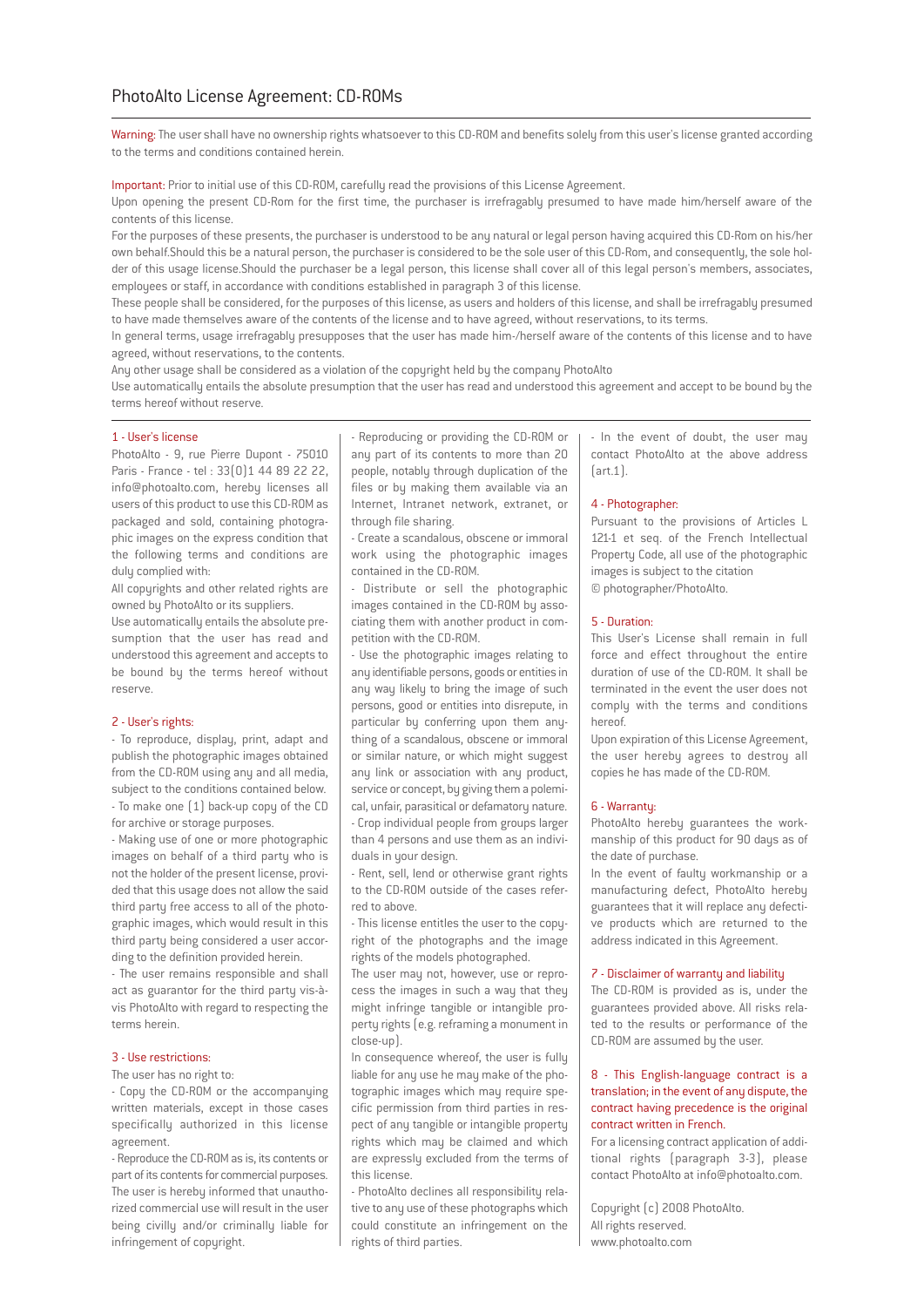# PhotoAlto License Agreement: CD-ROMs

Warning: The user shall have no ownership rights whatsoever to this CD-ROM and benefits solely from this user's license granted according to the terms and conditions contained herein.

Important: Prior to initial use of this CD-ROM, carefully read the provisions of this License Agreement.

Upon opening the present CD-Rom for the first time, the purchaser is irrefragably presumed to have made him/herself aware of the contents of this license.

For the purposes of these presents, the purchaser is understood to be any natural or legal person having acquired this CD-Rom on his/her own behalf.Should this be a natural person, the purchaser is considered to be the sole user of this CD-Rom, and consequently, the sole holder of this usage license.Should the purchaser be a legal person, this license shall cover all of this legal person's members, associates, employees or staff, in accordance with conditions established in paragraph 3 of this license.

These people shall be considered, for the purposes of this license, as users and holders of this license, and shall be irrefragably presumed to have made themselves aware of the contents of the license and to have agreed, without reservations, to its terms.

In general terms, usage irrefragably presupposes that the user has made him-/herself aware of the contents of this license and to have agreed, without reservations, to the contents.

Any other usage shall be considered as a violation of the copyright held by the company PhotoAlto

Use automatically entails the absolute presumption that the user has read and understood this agreement and accept to be bound by the terms hereof without reserve.

## 1 - User's license

PhotoAlto - 9, rue Pierre Dupont - 75010 Paris - France - tel : 33(0)1 44 89 22 22, info@photoalto.com, hereby licenses all users of this product to use this CD-ROM as packaged and sold, containing photographic images on the express condition that the following terms and conditions are duly complied with:

All copyrights and other related rights are owned by PhotoAlto or its suppliers.

Use automatically entails the absolute presumption that the user has read and understood this agreement and accepts to be bound by the terms hereof without reserve.

## 2 - User's rights:

- To reproduce, display, print, adapt and publish the photographic images obtained from the CD-ROM using any and all media, subject to the conditions contained below.
- To make one (1) back-up copy of the CD for archive or storage purposes.
- Making use of one or more photographic images on behalf of a third party who is not the holder of the present license, provided that this usage does not allow the said third party free access to all of the photographic images, which would result in this third party being considered a user according to the definition provided herein.
- The user remains responsible and shall act as guarantor for the third party vis-à-vis PhotoAlto with regard to respecting the terms herein.

## 3 - Use restrictions:

The user has no right to:

- Copy the CD-ROM or the accompanying written materials, except in those cases specifically authorized in this license agreement.
- Reproduce the CD-ROM as is, its contents or part of its contents for commercial purposes. The user is hereby informed that unauthorized commercial use will result in the user being civilly and/or criminally liable for infringement of copyright.
- Reproducing or providing the CD-ROM or any part of its contents to more than 20 people, notably through duplication of the files or by making them available via an Internet, Intranet network, extranet, or through file sharing.
- Create a scandalous, obscene or immoral work using the photographic images contained in the CD-ROM.
- Distribute or sell the photographic images contained in the CD-ROM by associating them with another product in competition with the CD-ROM.
- Use the photographic images relating to any identifiable persons, goods or entities in any way likely to bring the image of such persons, good or entities into disrepute, in particular by conferring upon them anything of a scandalous, obscene or immoral or similar nature, or which might suggest any link or association with any product, service or concept, by giving them a polemical, unfair, parasitical or defamatory nature.
- Crop individual people from groups larger than 4 persons and use them as an individuals in your design.
- Rent, sell, lend or otherwise grant rights to the CD-ROM outside of the cases referred to above.
- This license entitles the user to the copyright of the photographs and the image rights of the models photographed.

The user may not, however, use or reprocess the images in such a way that they might infringe tangible or intangible property rights (e.g. reframing a monument in close-up).

In consequence whereof, the user is fully liable for any use he may make of the photographic images which may require specific permission from third parties in respect of any tangible or intangible property rights which may be claimed and which are expressly excluded from the terms of this license.

- PhotoAlto declines all responsibility relative to any use of these photographs which could constitute an infringement on the rights of third parties.
- In the event of doubt, the user may contact PhotoAlto at the above address (art.1).

## 4 - Photographer:

Pursuant to the provisions of Articles L 121-1 et seq. of the French Intellectual Property Code, all use of the photographic images is subject to the citation © photographer/PhotoAlto.

## 5 - Duration:

This User's License shall remain in full force and effect throughout the entire duration of use of the CD-ROM. It shall be terminated in the event the user does not comply with the terms and conditions hereof.

Upon expiration of this License Agreement, the user hereby agrees to destroy all copies he has made of the CD-ROM.

## 6 - Warranty:

PhotoAlto hereby guarantees the workmanship of this product for 90 days as of the date of purchase.

In the event of faulty workmanship or a manufacturing defect, PhotoAlto hereby guarantees that it will replace any defective products which are returned to the address indicated in this Agreement.

## 7 - Disclaimer of warranty and liability

The CD-ROM is provided as is, under the guarantees provided above. All risks related to the results or performance of the CD-ROM are assumed by the user.

## 8 - This English-language contract is a translation; in the event of any dispute, the contract having precedence is the original contract written in French.

For a licensing contract application of additional rights (paragraph 3-3), please contact PhotoAlto at info@photoalto.com.

Copyright (c) 2008 PhotoAlto.
All rights reserved.
www.photoalto.com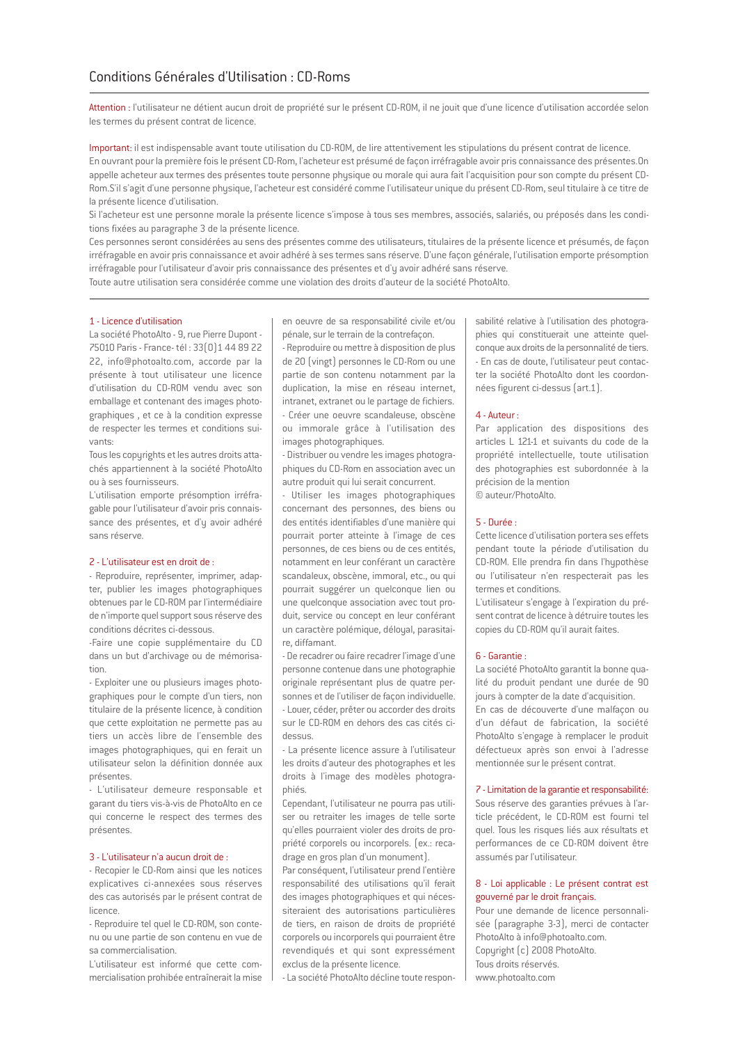# Conditions Générales d'Utilisation : CD-Roms

Attention : l'utilisateur ne détient aucun droit de propriété sur le présent CD-ROM, il ne jouit que d'une licence d'utilisation accordée selon les termes du présent contrat de licence.

Important: il est indispensable avant toute utilisation du CD-ROM, de lire attentivement les stipulations du présent contrat de licence.
En ouvrant pour la première fois le présent CD-Rom, l'acheteur est présumé de façon irréfragable avoir pris connaissance des présentes.On appelle acheteur aux termes des présentes toute personne physique ou morale qui aura fait l'acquisition pour son compte du présent CD-Rom.S'il s'agit d'une personne physique, l'acheteur est considéré comme l'utilisateur unique du présent CD-Rom, seul titulaire à ce titre de la présente licence d'utilisation.
Si l'acheteur est une personne morale la présente licence s'impose à tous ses membres, associés, salariés, ou préposés dans les conditions fixées au paragraphe 3 de la présente licence.
Ces personnes seront considérées au sens des présentes comme des utilisateurs, titulaires de la présente licence et présumés, de façon irréfragable en avoir pris connaissance et avoir adhéré à ses termes sans réserve. D'une façon générale, l'utilisation emporte présomption irréfragable pour l'utilisateur d'avoir pris connaissance des présentes et d'y avoir adhéré sans réserve.
Toute autre utilisation sera considérée comme une violation des droits d'auteur de la société PhotoAlto.

## 1 - Licence d'utilisation

La société PhotoAlto - 9, rue Pierre Dupont - 75010 Paris - France- tél : 33(0)1 44 89 22 22, info@photoalto.com, accorde par la présente à tout utilisateur une licence d'utilisation du CD-ROM vendu avec son emballage et contenant des images photographiques , et ce à la condition expresse de respecter les termes et conditions suivants:
Tous les copyrights et les autres droits attachés appartiennent à la société PhotoAlto ou à ses fournisseurs.
L'utilisation emporte présomption irréfragable pour l'utilisateur d'avoir pris connaissance des présentes, et d'y avoir adhéré sans réserve.

## 2 - L'utilisateur est en droit de :

- Reproduire, représenter, imprimer, adapter, publier les images photographiques obtenues par le CD-ROM par l'intermédiaire de n'importe quel support sous réserve des conditions décrites ci-dessous.
-Faire une copie supplémentaire du CD dans un but d'archivage ou de mémorisation.
- Exploiter une ou plusieurs images photographiques pour le compte d'un tiers, non titulaire de la présente licence, à condition que cette exploitation ne permette pas au tiers un accès libre de l'ensemble des images photographiques, qui en ferait un utilisateur selon la définition donnée aux présentes.
- L'utilisateur demeure responsable et garant du tiers vis-à-vis de PhotoAlto en ce qui concerne le respect des termes des présentes.

## 3 - L'utilisateur n'a aucun droit de :

- Recopier le CD-Rom ainsi que les notices explicatives ci-annexées sous réserves des cas autorisés par le présent contrat de licence.
- Reproduire tel quel le CD-ROM, son contenu ou une partie de son contenu en vue de sa commercialisation.
L'utilisateur est informé que cette commercialisation prohibée entraînerait la mise en oeuvre de sa responsabilité civile et/ou pénale, sur le terrain de la contrefaçon.
- Reproduire ou mettre à disposition de plus de 20 (vingt) personnes le CD-Rom ou une partie de son contenu notamment par la duplication, la mise en réseau internet, intranet, extranet ou le partage de fichiers.
- Créer une oeuvre scandaleuse, obscène ou immorale grâce à l'utilisation des images photographiques.
- Distribuer ou vendre les images photographiques du CD-Rom en association avec un autre produit qui lui serait concurrent.
- Utiliser les images photographiques concernant des personnes, des biens ou des entités identifiables d'une manière qui pourrait porter atteinte à l'image de ces personnes, de ces biens ou de ces entités, notamment en leur conférant un caractère scandaleux, obscène, immoral, etc., ou qui pourrait suggérer un quelconque lien ou une quelconque association avec tout produit, service ou concept en leur conférant un caractère polémique, déloyal, parasitaire, diffamant.
- De recadrer ou faire recadrer l'image d'une personne contenue dans une photographie originale représentant plus de quatre personnes et de l'utiliser de façon individuelle.
- Louer, céder, prêter ou accorder des droits sur le CD-ROM en dehors des cas cités ci-dessus.
- La présente licence assure à l'utilisateur les droits d'auteur des photographes et les droits à l'image des modèles photographiés.
Cependant, l'utilisateur ne pourra pas utiliser ou retraiter les images de telle sorte qu'elles pourraient violer des droits de propriété corporels ou incorporels. (ex.: recadrage en gros plan d'un monument).
Par conséquent, l'utilisateur prend l'entière responsabilité des utilisations qu'il ferait des images photographiques et qui nécessiteraient des autorisations particulières de tiers, en raison de droits de propriété corporels ou incorporels qui pourraient être revendiqués et qui sont expressément exclus de la présente licence.
- La société PhotoAlto décline toute responsabilité relative à l'utilisation des photographies qui constituerait une atteinte quelconque aux droits de la personnalité de tiers.
- En cas de doute, l'utilisateur peut contacter la société PhotoAlto dont les coordonnées figurent ci-dessus (art.1).

## 4 - Auteur :

Par application des dispositions des articles L 121-1 et suivants du code de la propriété intellectuelle, toute utilisation des photographies est subordonnée à la précision de la mention
© auteur/PhotoAlto.

## 5 - Durée :

Cette licence d'utilisation portera ses effets pendant toute la période d'utilisation du CD-ROM. Elle prendra fin dans l'hypothèse ou l'utilisateur n'en respecterait pas les termes et conditions.
L'utilisateur s'engage à l'expiration du présent contrat de licence à détruire toutes les copies du CD-ROM qu'il aurait faites.

## 6 - Garantie :

La société PhotoAlto garantit la bonne qualité du produit pendant une durée de 90 jours à compter de la date d'acquisition.
En cas de découverte d'une malfaçon ou d'un défaut de fabrication, la société PhotoAlto s'engage à remplacer le produit défectueux après son envoi à l'adresse mentionnée sur le présent contrat.

## 7 - Limitation de la garantie et responsabilité:

Sous réserve des garanties prévues à l'article précédent, le CD-ROM est fourni tel quel. Tous les risques liés aux résultats et performances de ce CD-ROM doivent être assumés par l'utilisateur.

## 8 - Loi applicable : Le présent contrat est gouverné par le droit français.

Pour une demande de licence personnalisée (paragraphe 3-3), merci de contacter PhotoAlto à info@photoalto.com.
Copyright (c) 2008 PhotoAlto.
Tous droits réservés.
www.photoalto.com